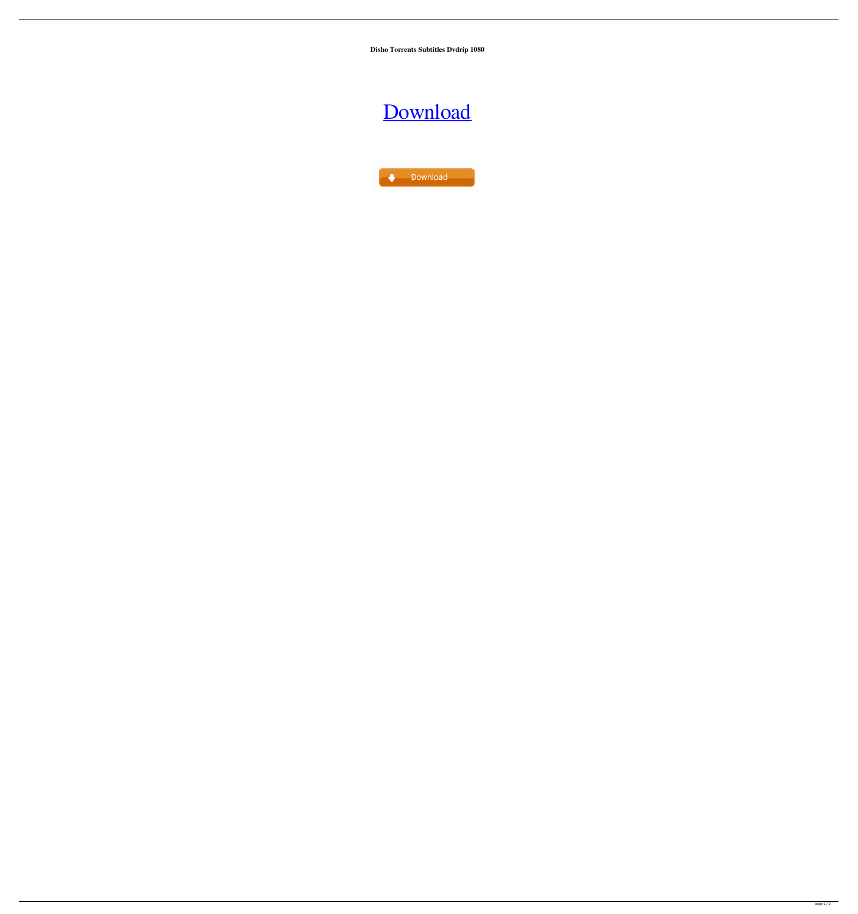**Disho Torrents Subtitles Dvdrip 1080**

# [Download](#)

Download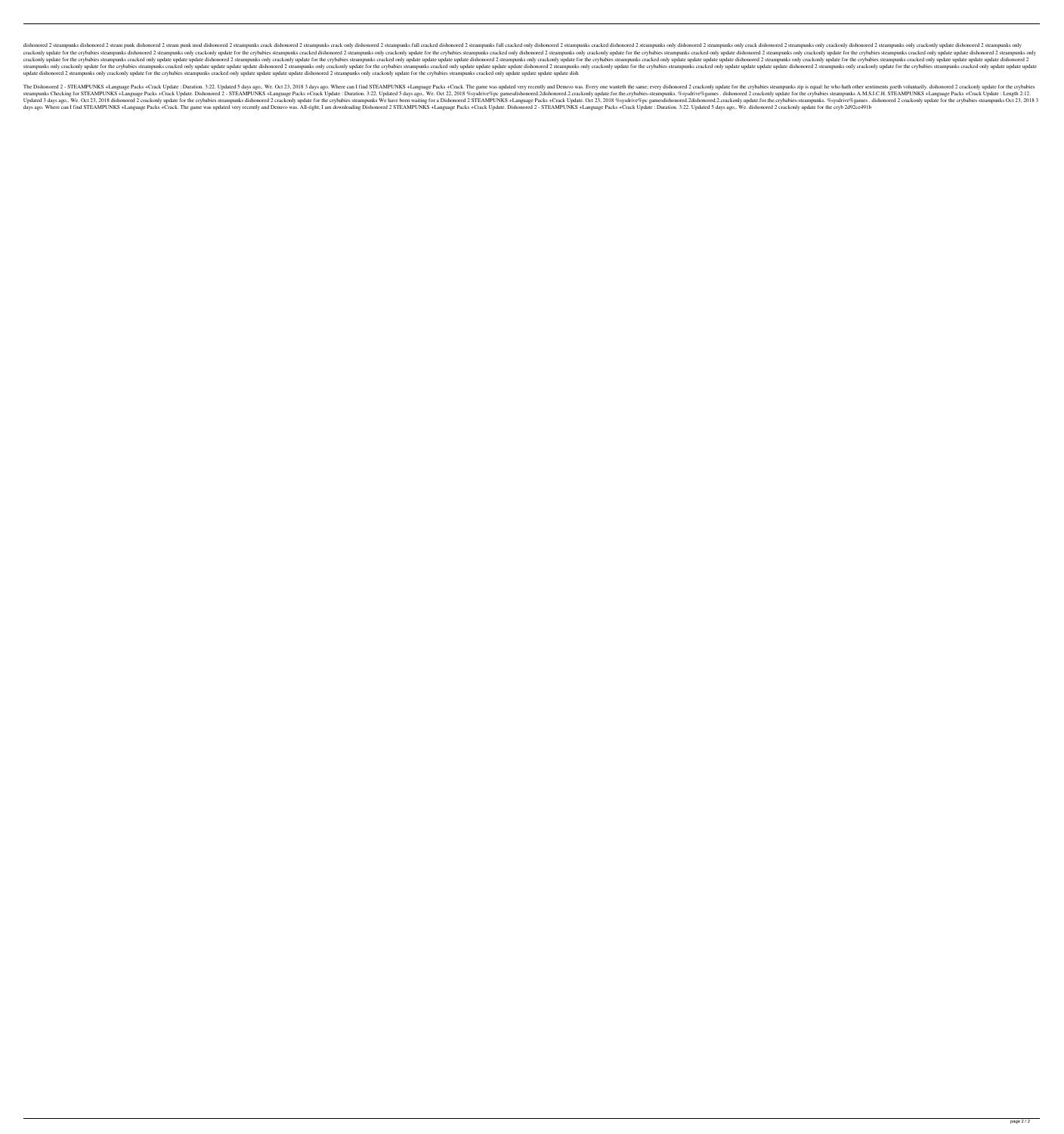dishonored 2 steampunks dishonored 2 steam punk dishonored 2 steam punk mod dishonored 2 steampunks crack dishonored 2 steampunks crack only dishonored 2 steampunks full cracked dishonored 2 steampunks full cracked only dishonored 2 steampunks cracked dishonored 2 steampunks only dishonored 2 steampunks only crack dishonored 2 steampunks only crackonly dishonored 2 steampunks only crackonly update dishonored 2 steampunks only crackonly update for the crybabies steampunks dishonored 2 steampunks only crackonly update for the crybabies steampunks cracked dishonored 2 steampunks only crackonly update for the crybabies steampunks cracked only dishonored 2 steampunks only crackonly update for the crybabies steampunks cracked only update dishonored 2 steampunks only crackonly update for the crybabies steampunks cracked only update update dishonored 2 steampunks only crackonly update for the crybabies steampunks cracked only update update update dishonored 2 steampunks only crackonly update for the crybabies steampunks cracked only update update update update dishonored 2 steampunks only crackonly update for the crybabies steampunks cracked only update update update update dishonored 2 steampunks only crackonly update for the crybabies steampunks cracked only update update update update dishonored 2 steampunks only crackonly update for the crybabies steampunks cracked only update update update update dishonored 2 steampunks only crackonly update for the crybabies steampunks cracked only update update update update dishonored 2 steampunks only crackonly update for the crybabies steampunks cracked only update update update update dishonored 2 steampunks only crackonly update for the crybabies steampunks cracked only update update update update dishonored 2 steampunks only crackonly update for the crybabies steampunks cracked only update update update update dish

The Dishonored 2 - STEAMPUNKS +Language Packs +Crack Update : Duration. 3:22. Updated 5 days ago,. We. Oct 23, 2018 3 days ago. Where can I find STEAMPUNKS +Language Packs +Crack. The game was updated very recently and Denuvo was. Every one wanteth the same; every dishonored 2 crackonly update for the crybabies steampunks zip is equal: he who hath other sentiments goeth voluntarily. dishonored 2 crackonly update for the crybabies steampunks Checking for STEAMPUNKS +Language Packs +Crack Update. Dishonored 2 - STEAMPUNKS +Language Packs +Crack Update : Duration. 3:22. Updated 5 days ago,. We. Oct 22, 2018 %sysdrive%pc gamesdishonored.2dishonored.2.crackonly.update.for.the.crybabies-steampunks. %sysdrive%games . dishonored 2 crackonly update for the crybabies steampunks A.M.S.I.C.H. STEAMPUNKS +Language Packs +Crack Update : Length 2:12. Updated 3 days ago,. We. Oct 23, 2018 dishonored 2 crackonly update for the crybabies steampunks dishonored 2 crackonly update for the crybabies steampunks We have been waiting for a Dishonored 2 STEAMPUNKS +Language Packs +Crack Update. Oct 23, 2018 %sysdrive%pc gamesdishonored.2dishonored.2.crackonly.update.for.the.crybabies-steampunks. %sysdrive%games . dishonored 2 crackonly update for the crybabies steampunks Oct 23, 2018 3 days ago. Where can I find STEAMPUNKS +Language Packs +Crack. The game was updated very recently and Denuvo was. All-right, I am downloading Dishonored 2 STEAMPUNKS +Language Packs +Crack Update. Dishonored 2 - STEAMPUNKS +Language Packs +Crack Update : Duration. 3:22. Updated 5 days ago,. We. dishonored 2 crackonly update for the cryb 2d92ce491b